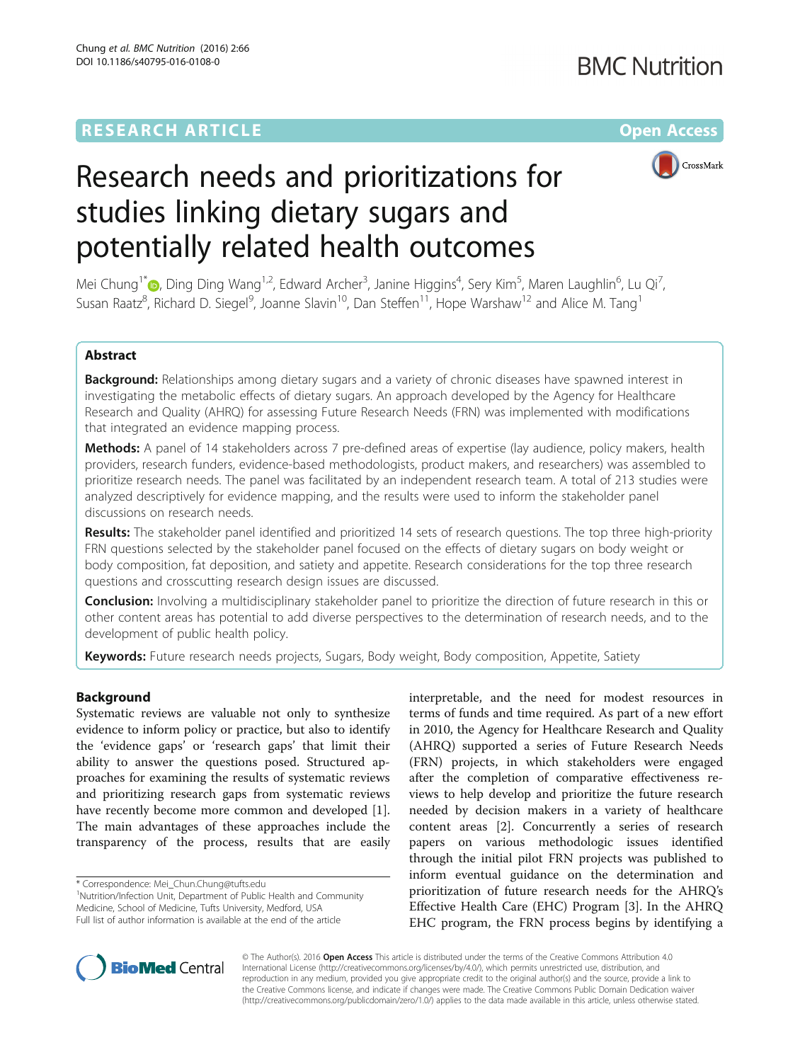RESEARCH ARTICLE

Open Access

# Research needs and prioritizations for studies linking dietary sugars and potentially related health outcomes

Mei Chung[1*], Ding Ding Wang[1,2], Edward Archer[3], Janine Higgins[4], Sery Kim[5], Maren Laughlin[6], Lu Qi[7], Susan Raatz[8], Richard D. Siegel[9], Joanne Slavin[10], Dan Steffen[11], Hope Warshaw[12] and Alice M. Tang[1]

## Abstract

**Background:** Relationships among dietary sugars and a variety of chronic diseases have spawned interest in investigating the metabolic effects of dietary sugars. An approach developed by the Agency for Healthcare Research and Quality (AHRQ) for assessing Future Research Needs (FRN) was implemented with modifications that integrated an evidence mapping process.

**Methods:** A panel of 14 stakeholders across 7 pre-defined areas of expertise (lay audience, policy makers, health providers, research funders, evidence-based methodologists, product makers, and researchers) was assembled to prioritize research needs. The panel was facilitated by an independent research team. A total of 213 studies were analyzed descriptively for evidence mapping, and the results were used to inform the stakeholder panel discussions on research needs.

**Results:** The stakeholder panel identified and prioritized 14 sets of research questions. The top three high-priority FRN questions selected by the stakeholder panel focused on the effects of dietary sugars on body weight or body composition, fat deposition, and satiety and appetite. Research considerations for the top three research questions and crosscutting research design issues are discussed.

**Conclusion:** Involving a multidisciplinary stakeholder panel to prioritize the direction of future research in this or other content areas has potential to add diverse perspectives to the determination of research needs, and to the development of public health policy.

**Keywords:** Future research needs projects, Sugars, Body weight, Body composition, Appetite, Satiety

## Background

Systematic reviews are valuable not only to synthesize evidence to inform policy or practice, but also to identify the 'evidence gaps' or 'research gaps' that limit their ability to answer the questions posed. Structured approaches for examining the results of systematic reviews and prioritizing research gaps from systematic reviews have recently become more common and developed [1]. The main advantages of these approaches include the transparency of the process, results that are easily interpretable, and the need for modest resources in terms of funds and time required. As part of a new effort in 2010, the Agency for Healthcare Research and Quality (AHRQ) supported a series of Future Research Needs (FRN) projects, in which stakeholders were engaged after the completion of comparative effectiveness reviews to help develop and prioritize the future research needed by decision makers in a variety of healthcare content areas [2]. Concurrently a series of research papers on various methodologic issues identified through the initial pilot FRN projects was published to inform eventual guidance on the determination and prioritization of future research needs for the AHRQ's Effective Health Care (EHC) Program [3]. In the AHRQ EHC program, the FRN process begins by identifying a

* Correspondence: Mei_Chun.Chung@tufts.edu
[1]Nutrition/Infection Unit, Department of Public Health and Community Medicine, School of Medicine, Tufts University, Medford, USA
Full list of author information is available at the end of the article

© The Author(s). 2016 **Open Access** This article is distributed under the terms of the Creative Commons Attribution 4.0 International License (http://creativecommons.org/licenses/by/4.0/), which permits unrestricted use, distribution, and reproduction in any medium, provided you give appropriate credit to the original author(s) and the source, provide a link to the Creative Commons license, and indicate if changes were made. The Creative Commons Public Domain Dedication waiver (http://creativecommons.org/publicdomain/zero/1.0/) applies to the data made available in this article, unless otherwise stated.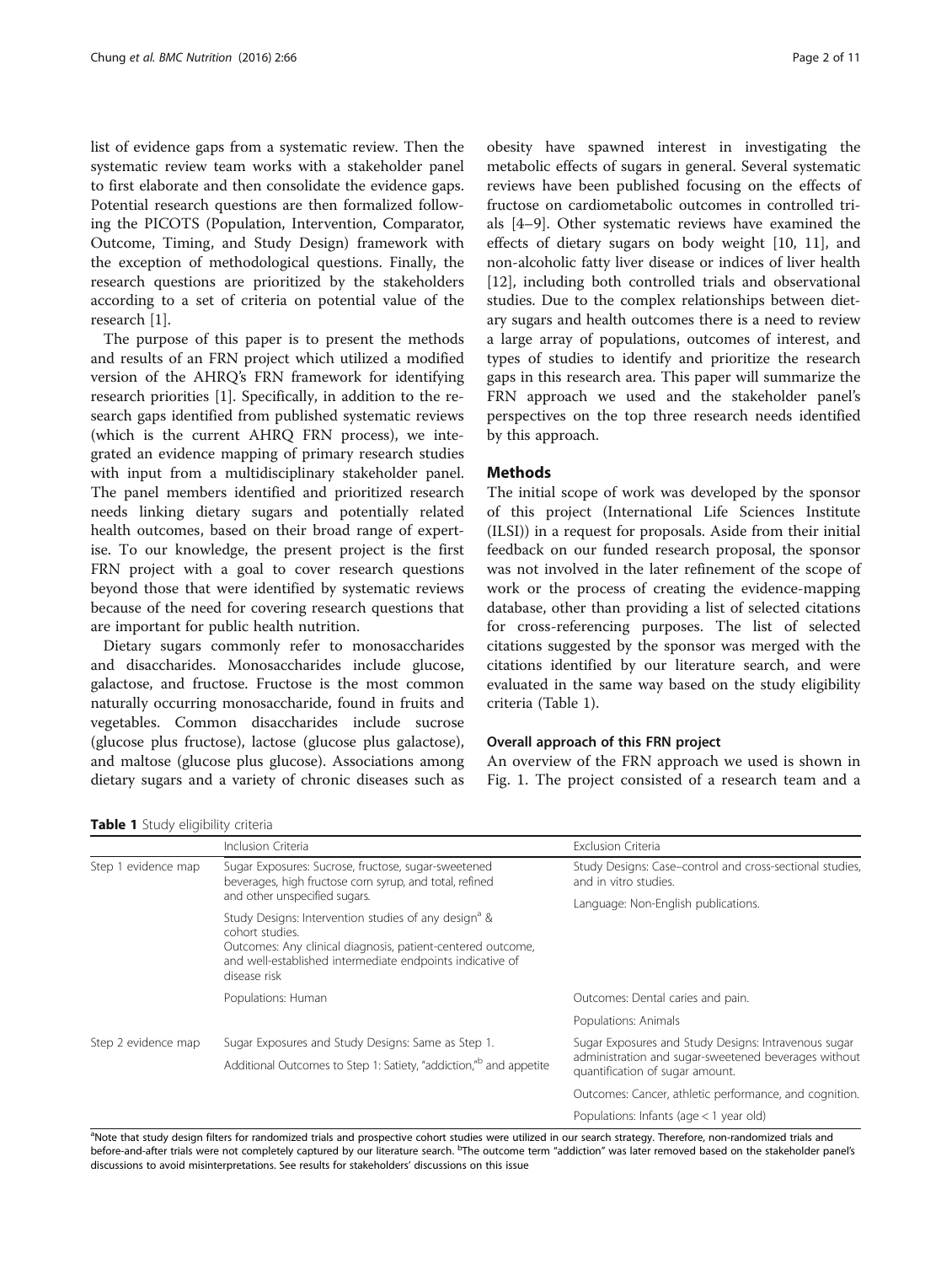list of evidence gaps from a systematic review. Then the systematic review team works with a stakeholder panel to first elaborate and then consolidate the evidence gaps. Potential research questions are then formalized following the PICOTS (Population, Intervention, Comparator, Outcome, Timing, and Study Design) framework with the exception of methodological questions. Finally, the research questions are prioritized by the stakeholders according to a set of criteria on potential value of the research [1].

The purpose of this paper is to present the methods and results of an FRN project which utilized a modified version of the AHRQ's FRN framework for identifying research priorities [1]. Specifically, in addition to the research gaps identified from published systematic reviews (which is the current AHRQ FRN process), we integrated an evidence mapping of primary research studies with input from a multidisciplinary stakeholder panel. The panel members identified and prioritized research needs linking dietary sugars and potentially related health outcomes, based on their broad range of expertise. To our knowledge, the present project is the first FRN project with a goal to cover research questions beyond those that were identified by systematic reviews because of the need for covering research questions that are important for public health nutrition.

Dietary sugars commonly refer to monosaccharides and disaccharides. Monosaccharides include glucose, galactose, and fructose. Fructose is the most common naturally occurring monosaccharide, found in fruits and vegetables. Common disaccharides include sucrose (glucose plus fructose), lactose (glucose plus galactose), and maltose (glucose plus glucose). Associations among dietary sugars and a variety of chronic diseases such as obesity have spawned interest in investigating the metabolic effects of sugars in general. Several systematic reviews have been published focusing on the effects of fructose on cardiometabolic outcomes in controlled trials [4–9]. Other systematic reviews have examined the effects of dietary sugars on body weight [10, 11], and non-alcoholic fatty liver disease or indices of liver health [12], including both controlled trials and observational studies. Due to the complex relationships between dietary sugars and health outcomes there is a need to review a large array of populations, outcomes of interest, and types of studies to identify and prioritize the research gaps in this research area. This paper will summarize the FRN approach we used and the stakeholder panel's perspectives on the top three research needs identified by this approach.

## Methods

The initial scope of work was developed by the sponsor of this project (International Life Sciences Institute (ILSI)) in a request for proposals. Aside from their initial feedback on our funded research proposal, the sponsor was not involved in the later refinement of the scope of work or the process of creating the evidence-mapping database, other than providing a list of selected citations for cross-referencing purposes. The list of selected citations suggested by the sponsor was merged with the citations identified by our literature search, and were evaluated in the same way based on the study eligibility criteria (Table 1).

### Overall approach of this FRN project

An overview of the FRN approach we used is shown in Fig. 1. The project consisted of a research team and a

**Table 1** Study eligibility criteria

| | Inclusion Criteria | Exclusion Criteria |
|---|---|---|
| Step 1 evidence map | Sugar Exposures: Sucrose, fructose, sugar-sweetened beverages, high fructose corn syrup, and total, refined and other unspecified sugars. | Study Designs: Case–control and cross-sectional studies, and in vitro studies. |
| | Study Designs: Intervention studies of any design[a] & cohort studies.<br>Outcomes: Any clinical diagnosis, patient-centered outcome, and well-established intermediate endpoints indicative of disease risk | Language: Non-English publications. |
| | Populations: Human | Outcomes: Dental caries and pain. |
| | | Populations: Animals |
| Step 2 evidence map | Sugar Exposures and Study Designs: Same as Step 1.<br>Additional Outcomes to Step 1: Satiety, "addiction,"[b] and appetite | Sugar Exposures and Study Designs: Intravenous sugar administration and sugar-sweetened beverages without quantification of sugar amount. |
| | | Outcomes: Cancer, athletic performance, and cognition. |
| | | Populations: Infants (age < 1 year old) |

[a]Note that study design filters for randomized trials and prospective cohort studies were utilized in our search strategy. Therefore, non-randomized trials and before-and-after trials were not completely captured by our literature search. [b]The outcome term "addiction" was later removed based on the stakeholder panel's discussions to avoid misinterpretations. See results for stakeholders' discussions on this issue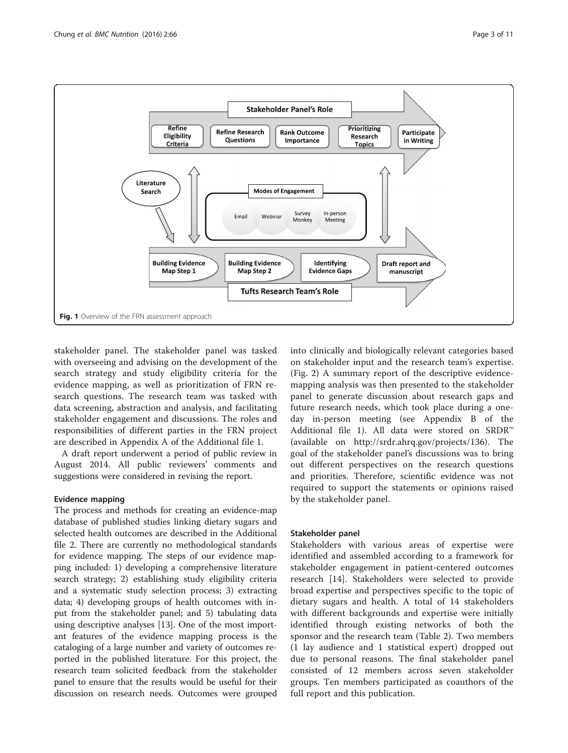Stakeholder Panel's Role

Refine Eligibility Criteria

Refine Research Questions

Rank Outcome Importance

Prioritizing Research Topics

Participate in Writing

Literature Search

Modes of Engagement

Email

Webinar

Survey Monkey

In-person Meeting

Building Evidence Map Step 1

Building Evidence Map Step 2

Identifying Evidence Gaps

Draft report and manuscript

Tufts Research Team's Role

**Fig. 1** Overview of the FRN assessment approach

stakeholder panel. The stakeholder panel was tasked with overseeing and advising on the development of the search strategy and study eligibility criteria for the evidence mapping, as well as prioritization of FRN research questions. The research team was tasked with data screening, abstraction and analysis, and facilitating stakeholder engagement and discussions. The roles and responsibilities of different parties in the FRN project are described in Appendix A of the Additional file 1.

A draft report underwent a period of public review in August 2014. All public reviewers' comments and suggestions were considered in revising the report.

### Evidence mapping

The process and methods for creating an evidence-map database of published studies linking dietary sugars and selected health outcomes are described in the Additional file 2. There are currently no methodological standards for evidence mapping. The steps of our evidence mapping included: 1) developing a comprehensive literature search strategy; 2) establishing study eligibility criteria and a systematic study selection process; 3) extracting data; 4) developing groups of health outcomes with input from the stakeholder panel; and 5) tabulating data using descriptive analyses [13]. One of the most important features of the evidence mapping process is the cataloging of a large number and variety of outcomes reported in the published literature. For this project, the research team solicited feedback from the stakeholder panel to ensure that the results would be useful for their discussion on research needs. Outcomes were grouped into clinically and biologically relevant categories based on stakeholder input and the research team's expertise. (Fig. 2) A summary report of the descriptive evidence-mapping analysis was then presented to the stakeholder panel to generate discussion about research gaps and future research needs, which took place during a one-day in-person meeting (see Appendix B of the Additional file 1). All data were stored on SRDR™ (available on http://srdr.ahrq.gov/projects/136). The goal of the stakeholder panel's discussions was to bring out different perspectives on the research questions and priorities. Therefore, scientific evidence was not required to support the statements or opinions raised by the stakeholder panel.

### Stakeholder panel

Stakeholders with various areas of expertise were identified and assembled according to a framework for stakeholder engagement in patient-centered outcomes research [14]. Stakeholders were selected to provide broad expertise and perspectives specific to the topic of dietary sugars and health. A total of 14 stakeholders with different backgrounds and expertise were initially identified through existing networks of both the sponsor and the research team (Table 2). Two members (1 lay audience and 1 statistical expert) dropped out due to personal reasons. The final stakeholder panel consisted of 12 members across seven stakeholder groups. Ten members participated as coauthors of the full report and this publication.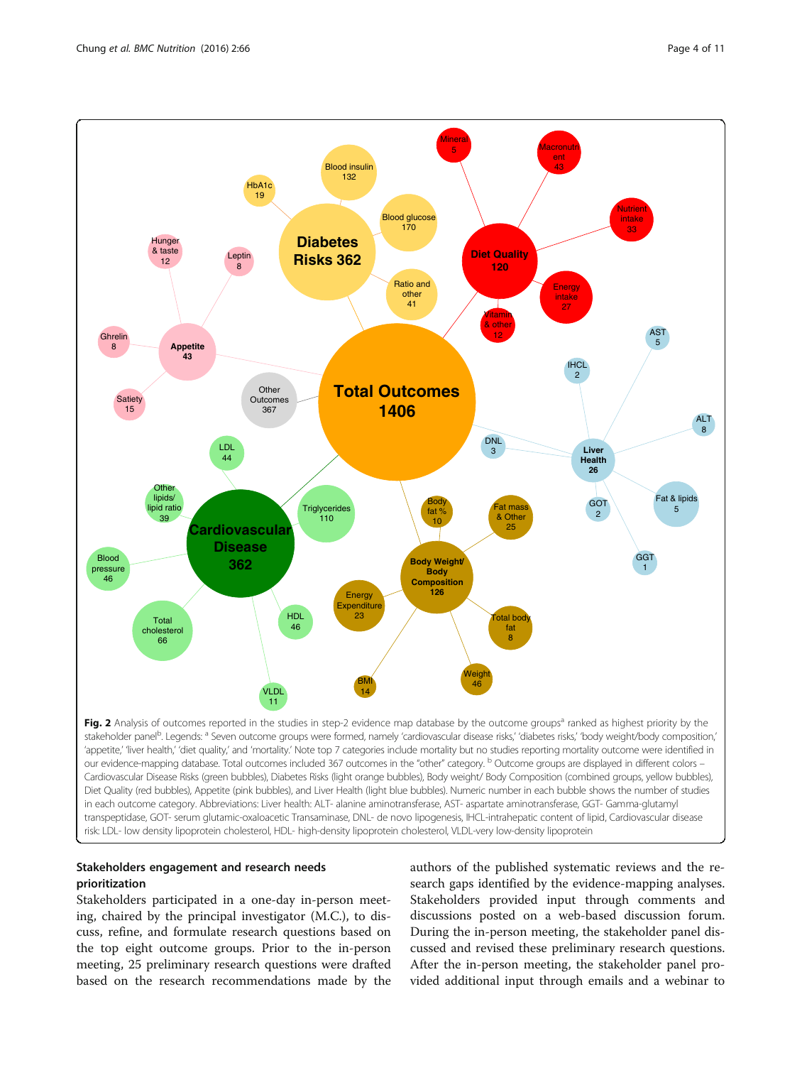Total Outcomes 1406

Diabetes Risks 362
Blood insulin 132
HbA1c 19
Blood glucose 170
Ratio and other 41

Diet Quality 120
Mineral 5
Macronutrient 43
Nutrient intake 33
Energy intake 27
Vitamin & other 12

Appetite 43
Hunger & taste 12
Leptin 8
Ghrelin 8
Satiety 15

Other Outcomes 367

Liver Health 26
AST 5
IHCL 2
ALT 8
DNL 3
GOT 2
Fat & lipids 5
GGT 1

Cardiovascular Disease 362
LDL 44
Other lipids/ lipid ratio 39
Triglycerides 110
Blood pressure 46
Total cholesterol 66
HDL 46
VLDL 11

Body Weight/ Body Composition 126
Body fat % 10
Fat mass & Other 25
Energy Expenditure 23
Total body fat 8
BMI 14
Weight 46

**Fig. 2** Analysis of outcomes reported in the studies in step-2 evidence map database by the outcome groups[a] ranked as highest priority by the stakeholder panel[b]. Legends: [a] Seven outcome groups were formed, namely 'cardiovascular disease risks,' 'diabetes risks,' 'body weight/body composition,' 'appetite,' 'liver health,' 'diet quality,' and 'mortality.' Note top 7 categories include mortality but no studies reporting mortality outcome were identified in our evidence-mapping database. Total outcomes included 367 outcomes in the "other" category. [b] Outcome groups are displayed in different colors – Cardiovascular Disease Risks (green bubbles), Diabetes Risks (light orange bubbles), Body weight/ Body Composition (combined groups, yellow bubbles), Diet Quality (red bubbles), Appetite (pink bubbles), and Liver Health (light blue bubbles). Numeric number in each bubble shows the number of studies in each outcome category. Abbreviations: Liver health: ALT- alanine aminotransferase, AST- aspartate aminotransferase, GGT- Gamma-glutamyl transpeptidase, GOT- serum glutamic-oxaloacetic Transaminase, DNL- de novo lipogenesis, IHCL-intrahepatic content of lipid, Cardiovascular disease risk: LDL- low density lipoprotein cholesterol, HDL- high-density lipoprotein cholesterol, VLDL-very low-density lipoprotein

### Stakeholders engagement and research needs prioritization

Stakeholders participated in a one-day in-person meeting, chaired by the principal investigator (M.C.), to discuss, refine, and formulate research questions based on the top eight outcome groups. Prior to the in-person meeting, 25 preliminary research questions were drafted based on the research recommendations made by the authors of the published systematic reviews and the research gaps identified by the evidence-mapping analyses. Stakeholders provided input through comments and discussions posted on a web-based discussion forum. During the in-person meeting, the stakeholder panel discussed and revised these preliminary research questions. After the in-person meeting, the stakeholder panel provided additional input through emails and a webinar to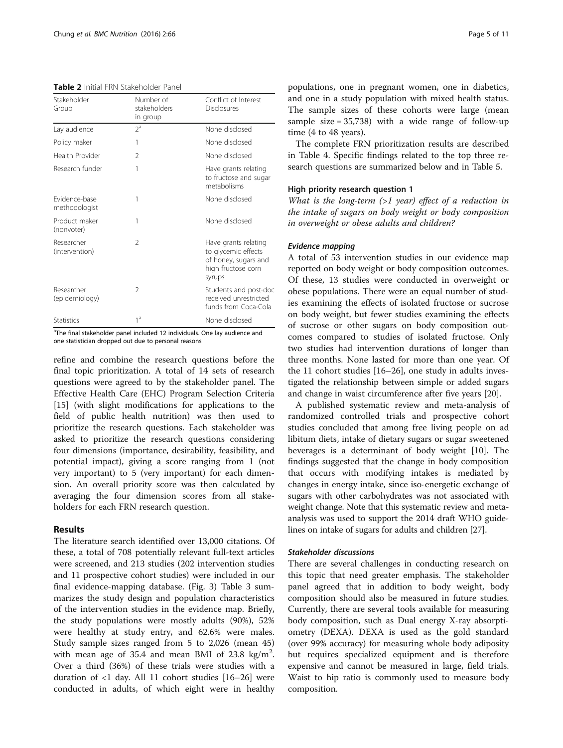**Table 2** Initial FRN Stakeholder Panel

| Stakeholder Group | Number of stakeholders in group | Conflict of Interest Disclosures |
| --- | --- | --- |
| Lay audience | 2[a] | None disclosed |
| Policy maker | 1 | None disclosed |
| Health Provider | 2 | None disclosed |
| Research funder | 1 | Have grants relating to fructose and sugar metabolisms |
| Evidence-base methodologist | 1 | None disclosed |
| Product maker (nonvoter) | 1 | None disclosed |
| Researcher (intervention) | 2 | Have grants relating to glycemic effects of honey, sugars and high fructose corn syrups |
| Researcher (epidemiology) | 2 | Students and post-doc received unrestricted funds from Coca-Cola |
| Statistics | 1[a] | None disclosed |

[a]The final stakeholder panel included 12 individuals. One lay audience and one statistician dropped out due to personal reasons

refine and combine the research questions before the final topic prioritization. A total of 14 sets of research questions were agreed to by the stakeholder panel. The Effective Health Care (EHC) Program Selection Criteria [15] (with slight modifications for applications to the field of public health nutrition) was then used to prioritize the research questions. Each stakeholder was asked to prioritize the research questions considering four dimensions (importance, desirability, feasibility, and potential impact), giving a score ranging from 1 (not very important) to 5 (very important) for each dimension. An overall priority score was then calculated by averaging the four dimension scores from all stakeholders for each FRN research question.

## Results

The literature search identified over 13,000 citations. Of these, a total of 708 potentially relevant full-text articles were screened, and 213 studies (202 intervention studies and 11 prospective cohort studies) were included in our final evidence-mapping database. (Fig. 3) Table 3 summarizes the study design and population characteristics of the intervention studies in the evidence map. Briefly, the study populations were mostly adults (90%), 52% were healthy at study entry, and 62.6% were males. Study sample sizes ranged from 5 to 2,026 (mean 45) with mean age of 35.4 and mean BMI of 23.8 kg/m$^2$. Over a third (36%) of these trials were studies with a duration of <1 day. All 11 cohort studies [16–26] were conducted in adults, of which eight were in healthy populations, one in pregnant women, one in diabetics, and one in a study population with mixed health status. The sample sizes of these cohorts were large (mean sample size = 35,738) with a wide range of follow-up time (4 to 48 years).

The complete FRN prioritization results are described in Table 4. Specific findings related to the top three research questions are summarized below and in Table 5.

### High priority research question 1

*What is the long-term (>1 year) effect of a reduction in the intake of sugars on body weight or body composition in overweight or obese adults and children?*

#### *Evidence mapping*

A total of 53 intervention studies in our evidence map reported on body weight or body composition outcomes. Of these, 13 studies were conducted in overweight or obese populations. There were an equal number of studies examining the effects of isolated fructose or sucrose on body weight, but fewer studies examining the effects of sucrose or other sugars on body composition outcomes compared to studies of isolated fructose. Only two studies had intervention durations of longer than three months. None lasted for more than one year. Of the 11 cohort studies [16–26], one study in adults investigated the relationship between simple or added sugars and change in waist circumference after five years [20].

A published systematic review and meta-analysis of randomized controlled trials and prospective cohort studies concluded that among free living people on ad libitum diets, intake of dietary sugars or sugar sweetened beverages is a determinant of body weight [10]. The findings suggested that the change in body composition that occurs with modifying intakes is mediated by changes in energy intake, since iso-energetic exchange of sugars with other carbohydrates was not associated with weight change. Note that this systematic review and meta-analysis was used to support the 2014 draft WHO guidelines on intake of sugars for adults and children [27].

#### *Stakeholder discussions*

There are several challenges in conducting research on this topic that need greater emphasis. The stakeholder panel agreed that in addition to body weight, body composition should also be measured in future studies. Currently, there are several tools available for measuring body composition, such as Dual energy X-ray absorptiometry (DEXA). DEXA is used as the gold standard (over 99% accuracy) for measuring whole body adiposity but requires specialized equipment and is therefore expensive and cannot be measured in large, field trials. Waist to hip ratio is commonly used to measure body composition.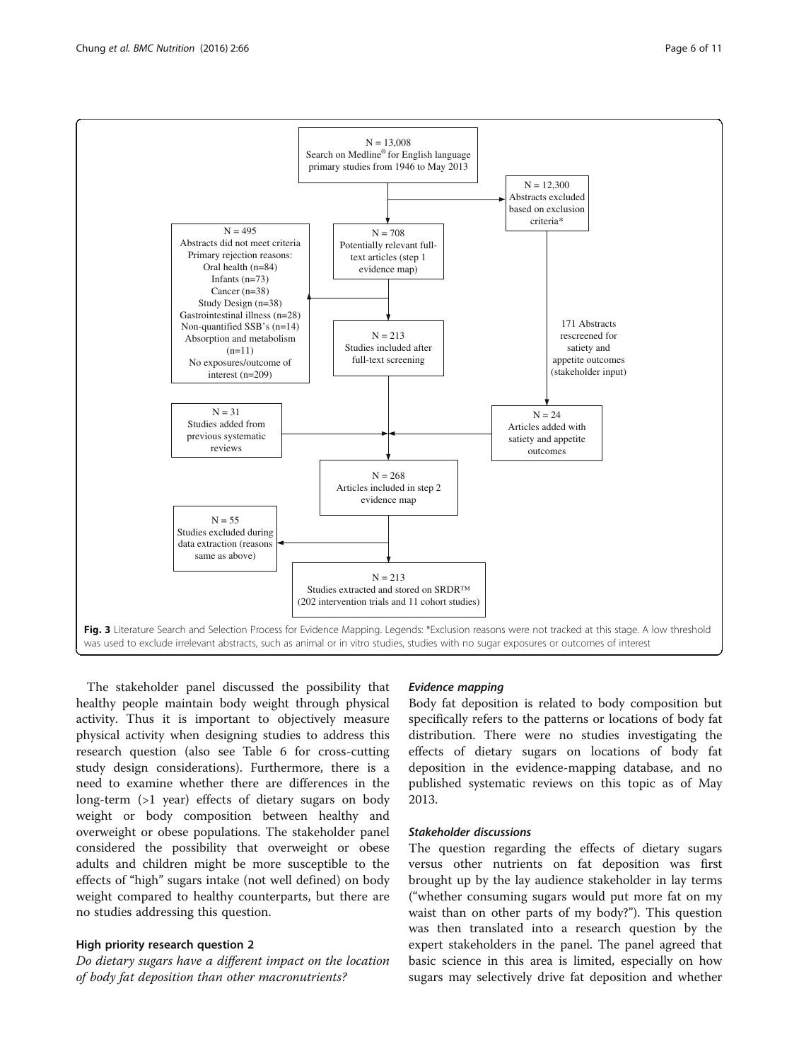N = 13,008
Search on Medline® for English language primary studies from 1946 to May 2013

N = 12,300
Abstracts excluded based on exclusion criteria*

N = 708
Potentially relevant full-text articles (step 1 evidence map)

N = 495
Abstracts did not meet criteria
Primary rejection reasons:
Oral health (n=84)
Infants (n=73)
Cancer (n=38)
Study Design (n=38)
Gastrointestinal illness (n=28)
Non-quantified SSB's (n=14)
Absorption and metabolism (n=11)
No exposures/outcome of interest (n=209)

N = 213
Studies included after full-text screening

171 Abstracts rescreened for satiety and appetite outcomes (stakeholder input)

N = 31
Studies added from previous systematic reviews

N = 24
Articles added with satiety and appetite outcomes

N = 268
Articles included in step 2 evidence map

N = 55
Studies excluded during data extraction (reasons same as above)

N = 213
Studies extracted and stored on SRDR™
(202 intervention trials and 11 cohort studies)

**Fig. 3** Literature Search and Selection Process for Evidence Mapping. Legends: *Exclusion reasons were not tracked at this stage. A low threshold was used to exclude irrelevant abstracts, such as animal or in vitro studies, studies with no sugar exposures or outcomes of interest

The stakeholder panel discussed the possibility that healthy people maintain body weight through physical activity. Thus it is important to objectively measure physical activity when designing studies to address this research question (also see Table 6 for cross-cutting study design considerations). Furthermore, there is a need to examine whether there are differences in the long-term (>1 year) effects of dietary sugars on body weight or body composition between healthy and overweight or obese populations. The stakeholder panel considered the possibility that overweight or obese adults and children might be more susceptible to the effects of "high" sugars intake (not well defined) on body weight compared to healthy counterparts, but there are no studies addressing this question.

## High priority research question 2

*Do dietary sugars have a different impact on the location of body fat deposition than other macronutrients?*

### *Evidence mapping*

Body fat deposition is related to body composition but specifically refers to the patterns or locations of body fat distribution. There were no studies investigating the effects of dietary sugars on locations of body fat deposition in the evidence-mapping database, and no published systematic reviews on this topic as of May 2013.

### *Stakeholder discussions*

The question regarding the effects of dietary sugars versus other nutrients on fat deposition was first brought up by the lay audience stakeholder in lay terms ("whether consuming sugars would put more fat on my waist than on other parts of my body?"). This question was then translated into a research question by the expert stakeholders in the panel. The panel agreed that basic science in this area is limited, especially on how sugars may selectively drive fat deposition and whether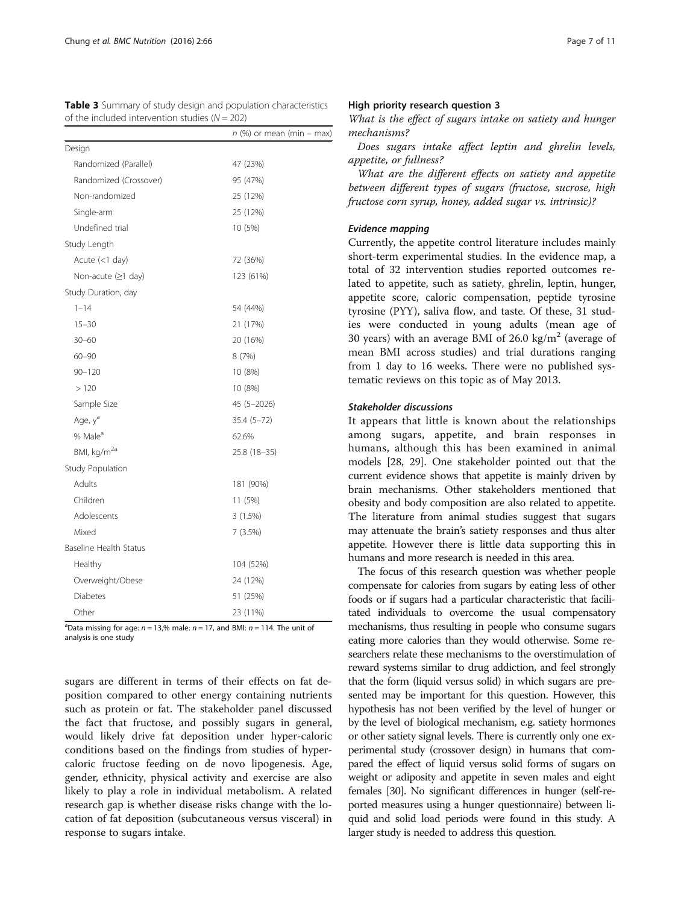**Table 3** Summary of study design and population characteristics of the included intervention studies ($N = 202$)

| | *n* (%) or mean (min – max) |
|---|---|
| Design | |
| Randomized (Parallel) | 47 (23%) |
| Randomized (Crossover) | 95 (47%) |
| Non-randomized | 25 (12%) |
| Single-arm | 25 (12%) |
| Undefined trial | 10 (5%) |
| Study Length | |
| Acute (<1 day) | 72 (36%) |
| Non-acute (≥1 day) | 123 (61%) |
| Study Duration, day | |
| 1–14 | 54 (44%) |
| 15–30 | 21 (17%) |
| 30–60 | 20 (16%) |
| 60–90 | 8 (7%) |
| 90–120 | 10 (8%) |
| > 120 | 10 (8%) |
| Sample Size | 45 (5–2026) |
| Age, y[a] | 35.4 (5–72) |
| % Male[a] | 62.6% |
| BMI, kg/m$^2$[a] | 25.8 (18–35) |
| Study Population | |
| Adults | 181 (90%) |
| Children | 11 (5%) |
| Adolescents | 3 (1.5%) |
| Mixed | 7 (3.5%) |
| Baseline Health Status | |
| Healthy | 104 (52%) |
| Overweight/Obese | 24 (12%) |
| Diabetes | 51 (25%) |
| Other | 23 (11%) |

[a]Data missing for age: $n = 13$,% male: $n = 17$, and BMI: $n = 114$. The unit of analysis is one study

sugars are different in terms of their effects on fat deposition compared to other energy containing nutrients such as protein or fat. The stakeholder panel discussed the fact that fructose, and possibly sugars in general, would likely drive fat deposition under hyper-caloric conditions based on the findings from studies of hypercaloric fructose feeding on de novo lipogenesis. Age, gender, ethnicity, physical activity and exercise are also likely to play a role in individual metabolism. A related research gap is whether disease risks change with the location of fat deposition (subcutaneous versus visceral) in response to sugars intake.

### High priority research question 3

*What is the effect of sugars intake on satiety and hunger mechanisms?*

*Does sugars intake affect leptin and ghrelin levels, appetite, or fullness?*

*What are the different effects on satiety and appetite between different types of sugars (fructose, sucrose, high fructose corn syrup, honey, added sugar vs. intrinsic)?*

#### Evidence mapping

Currently, the appetite control literature includes mainly short-term experimental studies. In the evidence map, a total of 32 intervention studies reported outcomes related to appetite, such as satiety, ghrelin, leptin, hunger, appetite score, caloric compensation, peptide tyrosine tyrosine (PYY), saliva flow, and taste. Of these, 31 studies were conducted in young adults (mean age of 30 years) with an average BMI of 26.0 kg/m$^2$ (average of mean BMI across studies) and trial durations ranging from 1 day to 16 weeks. There were no published systematic reviews on this topic as of May 2013.

#### Stakeholder discussions

It appears that little is known about the relationships among sugars, appetite, and brain responses in humans, although this has been examined in animal models [28, 29]. One stakeholder pointed out that the current evidence shows that appetite is mainly driven by brain mechanisms. Other stakeholders mentioned that obesity and body composition are also related to appetite. The literature from animal studies suggest that sugars may attenuate the brain's satiety responses and thus alter appetite. However there is little data supporting this in humans and more research is needed in this area.

The focus of this research question was whether people compensate for calories from sugars by eating less of other foods or if sugars had a particular characteristic that facilitated individuals to overcome the usual compensatory mechanisms, thus resulting in people who consume sugars eating more calories than they would otherwise. Some researchers relate these mechanisms to the overstimulation of reward systems similar to drug addiction, and feel strongly that the form (liquid versus solid) in which sugars are presented may be important for this question. However, this hypothesis has not been verified by the level of hunger or by the level of biological mechanism, e.g. satiety hormones or other satiety signal levels. There is currently only one experimental study (crossover design) in humans that compared the effect of liquid versus solid forms of sugars on weight or adiposity and appetite in seven males and eight females [30]. No significant differences in hunger (self-reported measures using a hunger questionnaire) between liquid and solid load periods were found in this study. A larger study is needed to address this question.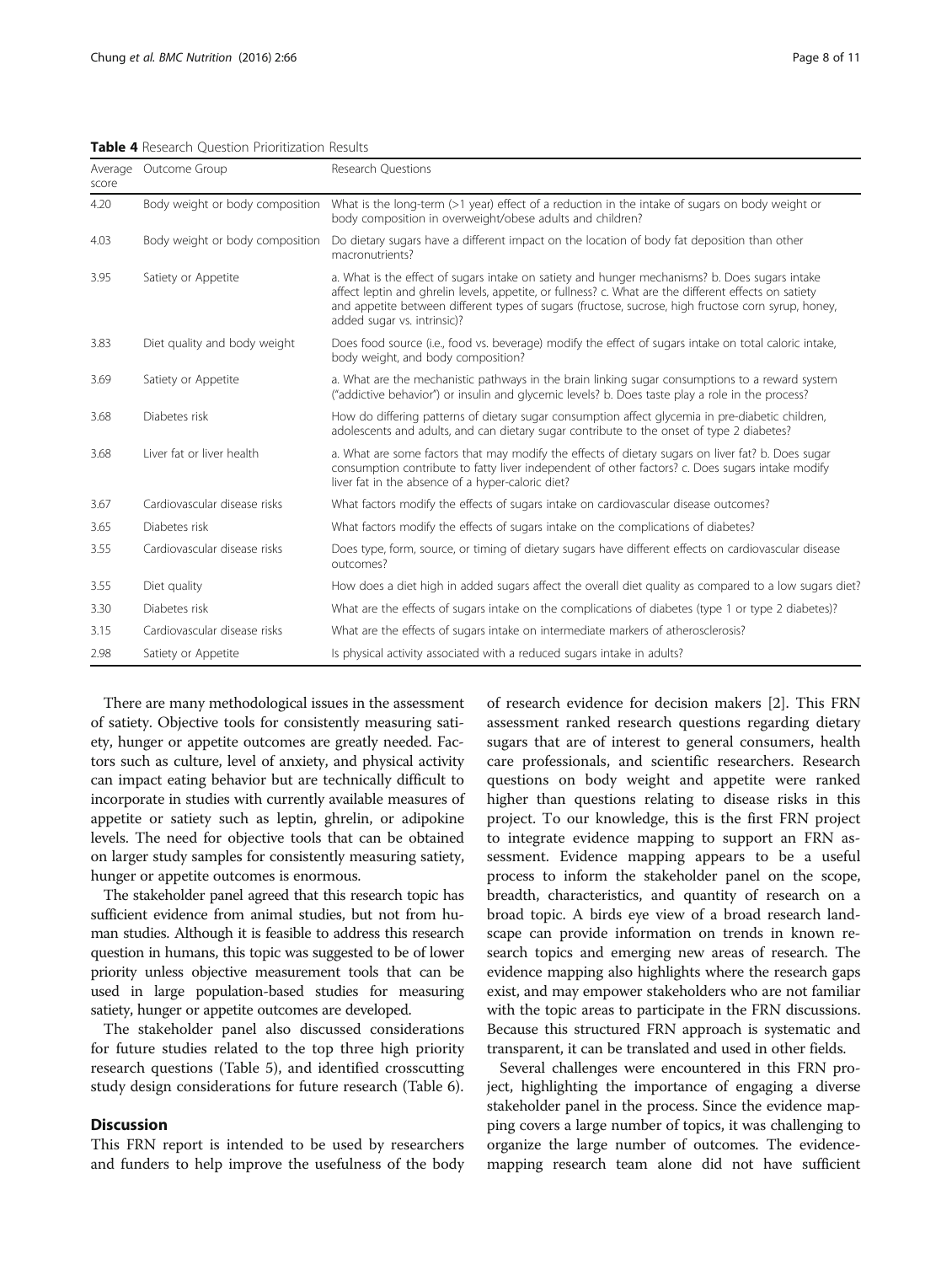**Table 4** Research Question Prioritization Results

| Average score | Outcome Group | Research Questions |
|---|---|---|
| 4.20 | Body weight or body composition | What is the long-term (>1 year) effect of a reduction in the intake of sugars on body weight or body composition in overweight/obese adults and children? |
| 4.03 | Body weight or body composition | Do dietary sugars have a different impact on the location of body fat deposition than other macronutrients? |
| 3.95 | Satiety or Appetite | a. What is the effect of sugars intake on satiety and hunger mechanisms? b. Does sugars intake affect leptin and ghrelin levels, appetite, or fullness? c. What are the different effects on satiety and appetite between different types of sugars (fructose, sucrose, high fructose corn syrup, honey, added sugar vs. intrinsic)? |
| 3.83 | Diet quality and body weight | Does food source (i.e., food vs. beverage) modify the effect of sugars intake on total caloric intake, body weight, and body composition? |
| 3.69 | Satiety or Appetite | a. What are the mechanistic pathways in the brain linking sugar consumptions to a reward system ("addictive behavior") or insulin and glycemic levels? b. Does taste play a role in the process? |
| 3.68 | Diabetes risk | How do differing patterns of dietary sugar consumption affect glycemia in pre-diabetic children, adolescents and adults, and can dietary sugar contribute to the onset of type 2 diabetes? |
| 3.68 | Liver fat or liver health | a. What are some factors that may modify the effects of dietary sugars on liver fat? b. Does sugar consumption contribute to fatty liver independent of other factors? c. Does sugars intake modify liver fat in the absence of a hyper-caloric diet? |
| 3.67 | Cardiovascular disease risks | What factors modify the effects of sugars intake on cardiovascular disease outcomes? |
| 3.65 | Diabetes risk | What factors modify the effects of sugars intake on the complications of diabetes? |
| 3.55 | Cardiovascular disease risks | Does type, form, source, or timing of dietary sugars have different effects on cardiovascular disease outcomes? |
| 3.55 | Diet quality | How does a diet high in added sugars affect the overall diet quality as compared to a low sugars diet? |
| 3.30 | Diabetes risk | What are the effects of sugars intake on the complications of diabetes (type 1 or type 2 diabetes)? |
| 3.15 | Cardiovascular disease risks | What are the effects of sugars intake on intermediate markers of atherosclerosis? |
| 2.98 | Satiety or Appetite | Is physical activity associated with a reduced sugars intake in adults? |

There are many methodological issues in the assessment of satiety. Objective tools for consistently measuring satiety, hunger or appetite outcomes are greatly needed. Factors such as culture, level of anxiety, and physical activity can impact eating behavior but are technically difficult to incorporate in studies with currently available measures of appetite or satiety such as leptin, ghrelin, or adipokine levels. The need for objective tools that can be obtained on larger study samples for consistently measuring satiety, hunger or appetite outcomes is enormous.

The stakeholder panel agreed that this research topic has sufficient evidence from animal studies, but not from human studies. Although it is feasible to address this research question in humans, this topic was suggested to be of lower priority unless objective measurement tools that can be used in large population-based studies for measuring satiety, hunger or appetite outcomes are developed.

The stakeholder panel also discussed considerations for future studies related to the top three high priority research questions (Table 5), and identified crosscutting study design considerations for future research (Table 6).

## Discussion

This FRN report is intended to be used by researchers and funders to help improve the usefulness of the body of research evidence for decision makers [2]. This FRN assessment ranked research questions regarding dietary sugars that are of interest to general consumers, health care professionals, and scientific researchers. Research questions on body weight and appetite were ranked higher than questions relating to disease risks in this project. To our knowledge, this is the first FRN project to integrate evidence mapping to support an FRN assessment. Evidence mapping appears to be a useful process to inform the stakeholder panel on the scope, breadth, characteristics, and quantity of research on a broad topic. A birds eye view of a broad research landscape can provide information on trends in known research topics and emerging new areas of research. The evidence mapping also highlights where the research gaps exist, and may empower stakeholders who are not familiar with the topic areas to participate in the FRN discussions. Because this structured FRN approach is systematic and transparent, it can be translated and used in other fields.

Several challenges were encountered in this FRN project, highlighting the importance of engaging a diverse stakeholder panel in the process. Since the evidence mapping covers a large number of topics, it was challenging to organize the large number of outcomes. The evidence-mapping research team alone did not have sufficient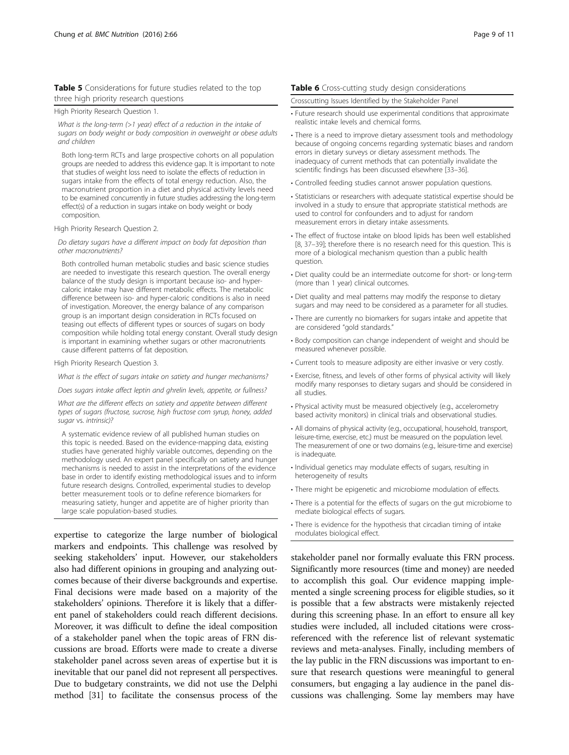**Table 5** Considerations for future studies related to the top three high priority research questions

| High Priority Research Question 1. |
|---|
| *What is the long-term (>1 year) effect of a reduction in the intake of sugars on body weight or body composition in overweight or obese adults and children* |
| Both long-term RCTs and large prospective cohorts on all population groups are needed to address this evidence gap. It is important to note that studies of weight loss need to isolate the effects of reduction in sugars intake from the effects of total energy reduction. Also, the macronutrient proportion in a diet and physical activity levels need to be examined concurrently in future studies addressing the long-term effect(s) of a reduction in sugars intake on body weight or body composition. |
| High Priority Research Question 2. |
| *Do dietary sugars have a different impact on body fat deposition than other macronutrients?* |
| Both controlled human metabolic studies and basic science studies are needed to investigate this research question. The overall energy balance of the study design is important because iso- and hyper-caloric intake may have different metabolic effects. The metabolic difference between iso- and hyper-caloric conditions is also in need of investigation. Moreover, the energy balance of any comparison group is an important design consideration in RCTs focused on teasing out effects of different types or sources of sugars on body composition while holding total energy constant. Overall study design is important in examining whether sugars or other macronutrients cause different patterns of fat deposition. |
| High Priority Research Question 3. |
| *What is the effect of sugars intake on satiety and hunger mechanisms?* |
| *Does sugars intake affect leptin and ghrelin levels, appetite, or fullness?* |
| *What are the different effects on satiety and appetite between different types of sugars (fructose, sucrose, high fructose corn syrup, honey, added sugar vs. intrinsic)?* |
| A systematic evidence review of all published human studies on this topic is needed. Based on the evidence-mapping data, existing studies have generated highly variable outcomes, depending on the methodology used. An expert panel specifically on satiety and hunger mechanisms is needed to assist in the interpretations of the evidence base in order to identify existing methodological issues and to inform future research designs. Controlled, experimental studies to develop better measurement tools or to define reference biomarkers for measuring satiety, hunger and appetite are of higher priority than large scale population-based studies. |

**Table 6** Cross-cutting study design considerations

| Crosscutting Issues Identified by the Stakeholder Panel |
|---|
| • Future research should use experimental conditions that approximate realistic intake levels and chemical forms. |
| • There is a need to improve dietary assessment tools and methodology because of ongoing concerns regarding systematic biases and random errors in dietary surveys or dietary assessment methods. The inadequacy of current methods that can potentially invalidate the scientific findings has been discussed elsewhere [33–36]. |
| • Controlled feeding studies cannot answer population questions. |
| • Statisticians or researchers with adequate statistical expertise should be involved in a study to ensure that appropriate statistical methods are used to control for confounders and to adjust for random measurement errors in dietary intake assessments. |
| • The effect of fructose intake on blood lipids has been well established [8, 37–39]; therefore there is no research need for this question. This is more of a biological mechanism question than a public health question. |
| • Diet quality could be an intermediate outcome for short- or long-term (more than 1 year) clinical outcomes. |
| • Diet quality and meal patterns may modify the response to dietary sugars and may need to be considered as a parameter for all studies. |
| • There are currently no biomarkers for sugars intake and appetite that are considered "gold standards." |
| • Body composition can change independent of weight and should be measured whenever possible. |
| • Current tools to measure adiposity are either invasive or very costly. |
| • Exercise, fitness, and levels of other forms of physical activity will likely modify many responses to dietary sugars and should be considered in all studies. |
| • Physical activity must be measured objectively (e.g., accelerometry based activity monitors) in clinical trials and observational studies. |
| • All domains of physical activity (e.g., occupational, household, transport, leisure-time, exercise, etc.) must be measured on the population level. The measurement of one or two domains (e.g., leisure-time and exercise) is inadequate. |
| • Individual genetics may modulate effects of sugars, resulting in heterogeneity of results |
| • There might be epigenetic and microbiome modulation of effects. |
| • There is a potential for the effects of sugars on the gut microbiome to mediate biological effects of sugars. |
| • There is evidence for the hypothesis that circadian timing of intake modulates biological effect. |

expertise to categorize the large number of biological markers and endpoints. This challenge was resolved by seeking stakeholders' input. However, our stakeholders also had different opinions in grouping and analyzing outcomes because of their diverse backgrounds and expertise. Final decisions were made based on a majority of the stakeholders' opinions. Therefore it is likely that a different panel of stakeholders could reach different decisions. Moreover, it was difficult to define the ideal composition of a stakeholder panel when the topic areas of FRN discussions are broad. Efforts were made to create a diverse stakeholder panel across seven areas of expertise but it is inevitable that our panel did not represent all perspectives. Due to budgetary constraints, we did not use the Delphi method [31] to facilitate the consensus process of the stakeholder panel nor formally evaluate this FRN process. Significantly more resources (time and money) are needed to accomplish this goal. Our evidence mapping implemented a single screening process for eligible studies, so it is possible that a few abstracts were mistakenly rejected during this screening phase. In an effort to ensure all key studies were included, all included citations were cross-referenced with the reference list of relevant systematic reviews and meta-analyses. Finally, including members of the lay public in the FRN discussions was important to ensure that research questions were meaningful to general consumers, but engaging a lay audience in the panel discussions was challenging. Some lay members may have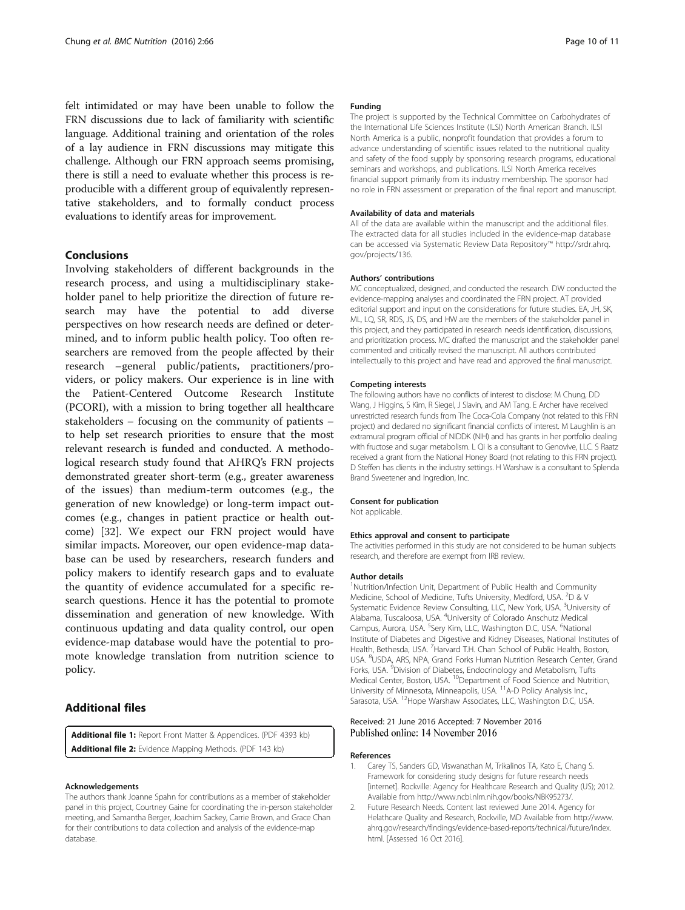felt intimidated or may have been unable to follow the FRN discussions due to lack of familiarity with scientific language. Additional training and orientation of the roles of a lay audience in FRN discussions may mitigate this challenge. Although our FRN approach seems promising, there is still a need to evaluate whether this process is reproducible with a different group of equivalently representative stakeholders, and to formally conduct process evaluations to identify areas for improvement.

## Conclusions

Involving stakeholders of different backgrounds in the research process, and using a multidisciplinary stakeholder panel to help prioritize the direction of future research may have the potential to add diverse perspectives on how research needs are defined or determined, and to inform public health policy. Too often researchers are removed from the people affected by their research –general public/patients, practitioners/providers, or policy makers. Our experience is in line with the Patient-Centered Outcome Research Institute (PCORI), with a mission to bring together all healthcare stakeholders – focusing on the community of patients – to help set research priorities to ensure that the most relevant research is funded and conducted. A methodological research study found that AHRQ's FRN projects demonstrated greater short-term (e.g., greater awareness of the issues) than medium-term outcomes (e.g., the generation of new knowledge) or long-term impact outcomes (e.g., changes in patient practice or health outcome) [32]. We expect our FRN project would have similar impacts. Moreover, our open evidence-map database can be used by researchers, research funders and policy makers to identify research gaps and to evaluate the quantity of evidence accumulated for a specific research questions. Hence it has the potential to promote dissemination and generation of new knowledge. With continuous updating and data quality control, our open evidence-map database would have the potential to promote knowledge translation from nutrition science to policy.

## Additional files

**Additional file 1:** Report Front Matter & Appendices. (PDF 4393 kb)

**Additional file 2:** Evidence Mapping Methods. (PDF 143 kb)

#### Acknowledgements

The authors thank Joanne Spahn for contributions as a member of stakeholder panel in this project, Courtney Gaine for coordinating the in-person stakeholder meeting, and Samantha Berger, Joachim Sackey, Carrie Brown, and Grace Chan for their contributions to data collection and analysis of the evidence-map database.

#### Funding

The project is supported by the Technical Committee on Carbohydrates of the International Life Sciences Institute (ILSI) North American Branch. ILSI North America is a public, nonprofit foundation that provides a forum to advance understanding of scientific issues related to the nutritional quality and safety of the food supply by sponsoring research programs, educational seminars and workshops, and publications. ILSI North America receives financial support primarily from its industry membership. The sponsor had no role in FRN assessment or preparation of the final report and manuscript.

#### Availability of data and materials

All of the data are available within the manuscript and the additional files. The extracted data for all studies included in the evidence-map database can be accessed via Systematic Review Data Repository™ http://srdr.ahrq.gov/projects/136.

#### Authors' contributions

MC conceptualized, designed, and conducted the research. DW conducted the evidence-mapping analyses and coordinated the FRN project. AT provided editorial support and input on the considerations for future studies. EA, JH, SK, ML, LQ, SR, RDS, JS, DS, and HW are the members of the stakeholder panel in this project, and they participated in research needs identification, discussions, and prioritization process. MC drafted the manuscript and the stakeholder panel commented and critically revised the manuscript. All authors contributed intellectually to this project and have read and approved the final manuscript.

#### Competing interests

The following authors have no conflicts of interest to disclose: M Chung, DD Wang, J Higgins, S Kim, R Siegel, J Slavin, and AM Tang. E Archer have received unrestricted research funds from The Coca-Cola Company (not related to this FRN project) and declared no significant financial conflicts of interest. M Laughlin is an extramural program official of NIDDK (NIH) and has grants in her portfolio dealing with fructose and sugar metabolism. L Qi is a consultant to Genovive, LLC. S Raatz received a grant from the National Honey Board (not relating to this FRN project). D Steffen has clients in the industry settings. H Warshaw is a consultant to Splenda Brand Sweetener and Ingredion, Inc.

#### Consent for publication

Not applicable.

#### Ethics approval and consent to participate

The activities performed in this study are not considered to be human subjects research, and therefore are exempt from IRB review.

#### Author details

[1]Nutrition/Infection Unit, Department of Public Health and Community Medicine, School of Medicine, Tufts University, Medford, USA. [2]D & V Systematic Evidence Review Consulting, LLC, New York, USA. [3]University of Alabama, Tuscaloosa, USA. [4]University of Colorado Anschutz Medical Campus, Aurora, USA. [5]Sery Kim, LLC, Washington D.C, USA. [6]National Institute of Diabetes and Digestive and Kidney Diseases, National Institutes of Health, Bethesda, USA. [7]Harvard T.H. Chan School of Public Health, Boston, USA. [8]USDA, ARS, NPA, Grand Forks Human Nutrition Research Center, Grand Forks, USA. [9]Division of Diabetes, Endocrinology and Metabolism, Tufts Medical Center, Boston, USA. [10]Department of Food Science and Nutrition, University of Minnesota, Minneapolis, USA. [11]A-D Policy Analysis Inc., Sarasota, USA. [12]Hope Warshaw Associates, LLC, Washington D.C, USA.

Received: 21 June 2016 Accepted: 7 November 2016
Published online: 14 November 2016

#### References

1. Carey TS, Sanders GD, Viswanathan M, Trikalinos TA, Kato E, Chang S. Framework for considering study designs for future research needs [internet]. Rockville: Agency for Healthcare Research and Quality (US); 2012. Available from http://www.ncbi.nlm.nih.gov/books/NBK95273/.
2. Future Research Needs. Content last reviewed June 2014. Agency for Helathcare Quality and Research, Rockville, MD Available from http://www.ahrq.gov/research/findings/evidence-based-reports/technical/future/index.html. [Assessed 16 Oct 2016].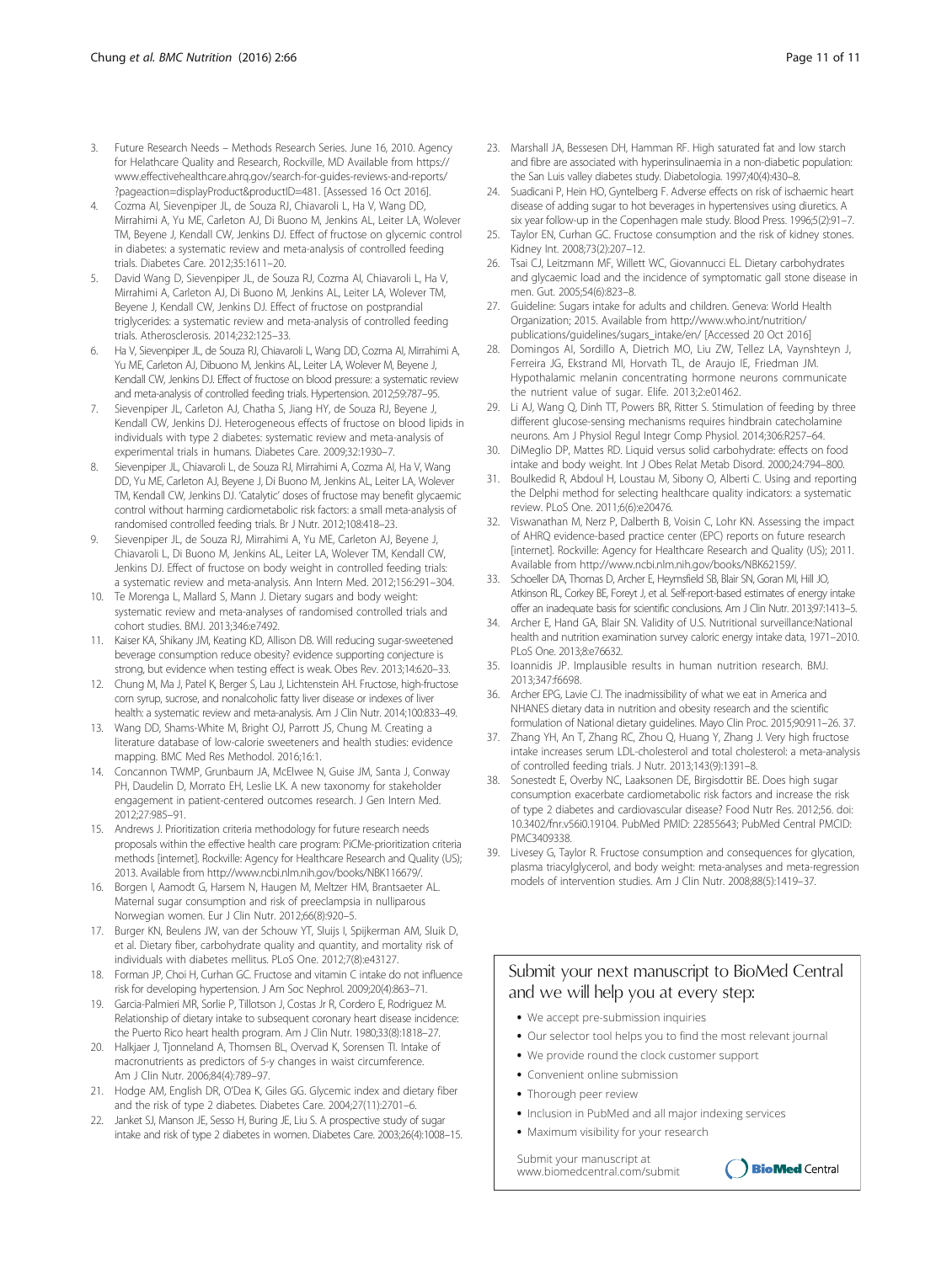3. Future Research Needs – Methods Research Series. June 16, 2010. Agency for Helathcare Quality and Research, Rockville, MD Available from https://www.effectivehealthcare.ahrq.gov/search-for-guides-reviews-and-reports/?pageaction=displayProduct&productID=481. [Assessed 16 Oct 2016].
4. Cozma AI, Sievenpiper JL, de Souza RJ, Chiavaroli L, Ha V, Wang DD, Mirrahimi A, Yu ME, Carleton AJ, Di Buono M, Jenkins AL, Leiter LA, Wolever TM, Beyene J, Kendall CW, Jenkins DJ. Effect of fructose on glycemic control in diabetes: a systematic review and meta-analysis of controlled feeding trials. Diabetes Care. 2012;35:1611–20.
5. David Wang D, Sievenpiper JL, de Souza RJ, Cozma AI, Chiavaroli L, Ha V, Mirrahimi A, Carleton AJ, Di Buono M, Jenkins AL, Leiter LA, Wolever TM, Beyene J, Kendall CW, Jenkins DJ. Effect of fructose on postprandial triglycerides: a systematic review and meta-analysis of controlled feeding trials. Atherosclerosis. 2014;232:125–33.
6. Ha V, Sievenpiper JL, de Souza RJ, Chiavaroli L, Wang DD, Cozma AI, Mirrahimi A, Yu ME, Carleton AJ, Dibuono M, Jenkins AL, Leiter LA, Wolever M, Beyene J, Kendall CW, Jenkins DJ. Effect of fructose on blood pressure: a systematic review and meta-analysis of controlled feeding trials. Hypertension. 2012;59:787–95.
7. Sievenpiper JL, Carleton AJ, Chatha S, Jiang HY, de Souza RJ, Beyene J, Kendall CW, Jenkins DJ. Heterogeneous effects of fructose on blood lipids in individuals with type 2 diabetes: systematic review and meta-analysis of experimental trials in humans. Diabetes Care. 2009;32:1930–7.
8. Sievenpiper JL, Chiavaroli L, de Souza RJ, Mirrahimi A, Cozma AI, Ha V, Wang DD, Yu ME, Carleton AJ, Beyene J, Di Buono M, Jenkins AL, Leiter LA, Wolever TM, Kendall CW, Jenkins DJ. 'Catalytic' doses of fructose may benefit glycaemic control without harming cardiometabolic risk factors: a small meta-analysis of randomised controlled feeding trials. Br J Nutr. 2012;108:418–23.
9. Sievenpiper JL, de Souza RJ, Mirrahimi A, Yu ME, Carleton AJ, Beyene J, Chiavaroli L, Di Buono M, Jenkins AL, Leiter LA, Wolever TM, Kendall CW, Jenkins DJ. Effect of fructose on body weight in controlled feeding trials: a systematic review and meta-analysis. Ann Intern Med. 2012;156:291–304.
10. Te Morenga L, Mallard S, Mann J. Dietary sugars and body weight: systematic review and meta-analyses of randomised controlled trials and cohort studies. BMJ. 2013;346:e7492.
11. Kaiser KA, Shikany JM, Keating KD, Allison DB. Will reducing sugar-sweetened beverage consumption reduce obesity? evidence supporting conjecture is strong, but evidence when testing effect is weak. Obes Rev. 2013;14:620–33.
12. Chung M, Ma J, Patel K, Berger S, Lau J, Lichtenstein AH. Fructose, high-fructose corn syrup, sucrose, and nonalcoholic fatty liver disease or indexes of liver health: a systematic review and meta-analysis. Am J Clin Nutr. 2014;100:833–49.
13. Wang DD, Shams-White M, Bright OJ, Parrott JS, Chung M. Creating a literature database of low-calorie sweeteners and health studies: evidence mapping. BMC Med Res Methodol. 2016;16:1.
14. Concannon TWMP, Grunbaum JA, McElwee N, Guise JM, Santa J, Conway PH, Daudelin D, Morrato EH, Leslie LK. A new taxonomy for stakeholder engagement in patient-centered outcomes research. J Gen Intern Med. 2012;27:985–91.
15. Andrews J. Prioritization criteria methodology for future research needs proposals within the effective health care program: PiCMe-prioritization criteria methods [internet]. Rockville: Agency for Healthcare Research and Quality (US); 2013. Available from http://www.ncbi.nlm.nih.gov/books/NBK116679/.
16. Borgen I, Aamodt G, Harsem N, Haugen M, Meltzer HM, Brantsaeter AL. Maternal sugar consumption and risk of preeclampsia in nulliparous Norwegian women. Eur J Clin Nutr. 2012;66(8):920–5.
17. Burger KN, Beulens JW, van der Schouw YT, Sluijs I, Spijkerman AM, Sluik D, et al. Dietary fiber, carbohydrate quality and quantity, and mortality risk of individuals with diabetes mellitus. PLoS One. 2012;7(8):e43127.
18. Forman JP, Choi H, Curhan GC. Fructose and vitamin C intake do not influence risk for developing hypertension. J Am Soc Nephrol. 2009;20(4):863–71.
19. Garcia-Palmieri MR, Sorlie P, Tillotson J, Costas Jr R, Cordero E, Rodriguez M. Relationship of dietary intake to subsequent coronary heart disease incidence: the Puerto Rico heart health program. Am J Clin Nutr. 1980;33(8):1818–27.
20. Halkjaer J, Tjonneland A, Thomsen BL, Overvad K, Sorensen TI. Intake of macronutrients as predictors of 5-y changes in waist circumference. Am J Clin Nutr. 2006;84(4):789–97.
21. Hodge AM, English DR, O'Dea K, Giles GG. Glycemic index and dietary fiber and the risk of type 2 diabetes. Diabetes Care. 2004;27(11):2701–6.
22. Janket SJ, Manson JE, Sesso H, Buring JE, Liu S. A prospective study of sugar intake and risk of type 2 diabetes in women. Diabetes Care. 2003;26(4):1008–15.
23. Marshall JA, Bessesen DH, Hamman RF. High saturated fat and low starch and fibre are associated with hyperinsulinaemia in a non-diabetic population: the San Luis valley diabetes study. Diabetologia. 1997;40(4):430–8.
24. Suadicani P, Hein HO, Gyntelberg F. Adverse effects on risk of ischaemic heart disease of adding sugar to hot beverages in hypertensives using diuretics. A six year follow-up in the Copenhagen male study. Blood Press. 1996;5(2):91–7.
25. Taylor EN, Curhan GC. Fructose consumption and the risk of kidney stones. Kidney Int. 2008;73(2):207–12.
26. Tsai CJ, Leitzmann MF, Willett WC, Giovannucci EL. Dietary carbohydrates and glycaemic load and the incidence of symptomatic gall stone disease in men. Gut. 2005;54(6):823–8.
27. Guideline: Sugars intake for adults and children. Geneva: World Health Organization; 2015. Available from http://www.who.int/nutrition/publications/guidelines/sugars_intake/en/ [Accessed 20 Oct 2016]
28. Domingos AI, Sordillo A, Dietrich MO, Liu ZW, Tellez LA, Vaynshteyn J, Ferreira JG, Ekstrand MI, Horvath TL, de Araujo IE, Friedman JM. Hypothalamic melanin concentrating hormone neurons communicate the nutrient value of sugar. Elife. 2013;2:e01462.
29. Li AJ, Wang Q, Dinh TT, Powers BR, Ritter S. Stimulation of feeding by three different glucose-sensing mechanisms requires hindbrain catecholamine neurons. Am J Physiol Regul Integr Comp Physiol. 2014;306:R257–64.
30. DiMeglio DP, Mattes RD. Liquid versus solid carbohydrate: effects on food intake and body weight. Int J Obes Relat Metab Disord. 2000;24:794–800.
31. Boulkedid R, Abdoul H, Loustau M, Sibony O, Alberti C. Using and reporting the Delphi method for selecting healthcare quality indicators: a systematic review. PLoS One. 2011;6(6):e20476.
32. Viswanathan M, Nerz P, Dalberth B, Voisin C, Lohr KN. Assessing the impact of AHRQ evidence-based practice center (EPC) reports on future research [internet]. Rockville: Agency for Healthcare Research and Quality (US); 2011. Available from http://www.ncbi.nlm.nih.gov/books/NBK62159/.
33. Schoeller DA, Thomas D, Archer E, Heymsfield SB, Blair SN, Goran MI, Hill JO, Atkinson RL, Corkey BE, Foreyt J, et al. Self-report-based estimates of energy intake offer an inadequate basis for scientific conclusions. Am J Clin Nutr. 2013;97:1413–5.
34. Archer E, Hand GA, Blair SN. Validity of U.S. Nutritional surveillance:National health and nutrition examination survey caloric energy intake data, 1971–2010. PLoS One. 2013;8:e76632.
35. Ioannidis JP. Implausible results in human nutrition research. BMJ. 2013;347:f6698.
36. Archer EPG, Lavie CJ. The inadmissibility of what we eat in America and NHANES dietary data in nutrition and obesity research and the scientific formulation of National dietary guidelines. Mayo Clin Proc. 2015;90:911–26. 37.
37. Zhang YH, An T, Zhang RC, Zhou Q, Huang Y, Zhang J. Very high fructose intake increases serum LDL-cholesterol and total cholesterol: a meta-analysis of controlled feeding trials. J Nutr. 2013;143(9):1391–8.
38. Sonestedt E, Overby NC, Laaksonen DE, Birgisdottir BE. Does high sugar consumption exacerbate cardiometabolic risk factors and increase the risk of type 2 diabetes and cardiovascular disease? Food Nutr Res. 2012;56. doi: 10.3402/fnr.v56i0.19104. PubMed PMID: 22855643; PubMed Central PMCID: PMC3409338.
39. Livesey G, Taylor R. Fructose consumption and consequences for glycation, plasma triacylglycerol, and body weight: meta-analyses and meta-regression models of intervention studies. Am J Clin Nutr. 2008;88(5):1419–37.

Submit your next manuscript to BioMed Central and we will help you at every step:

- We accept pre-submission inquiries
- Our selector tool helps you to find the most relevant journal
- We provide round the clock customer support
- Convenient online submission
- Thorough peer review
- Inclusion in PubMed and all major indexing services
- Maximum visibility for your research

Submit your manuscript at www.biomedcentral.com/submit

BioMed Central